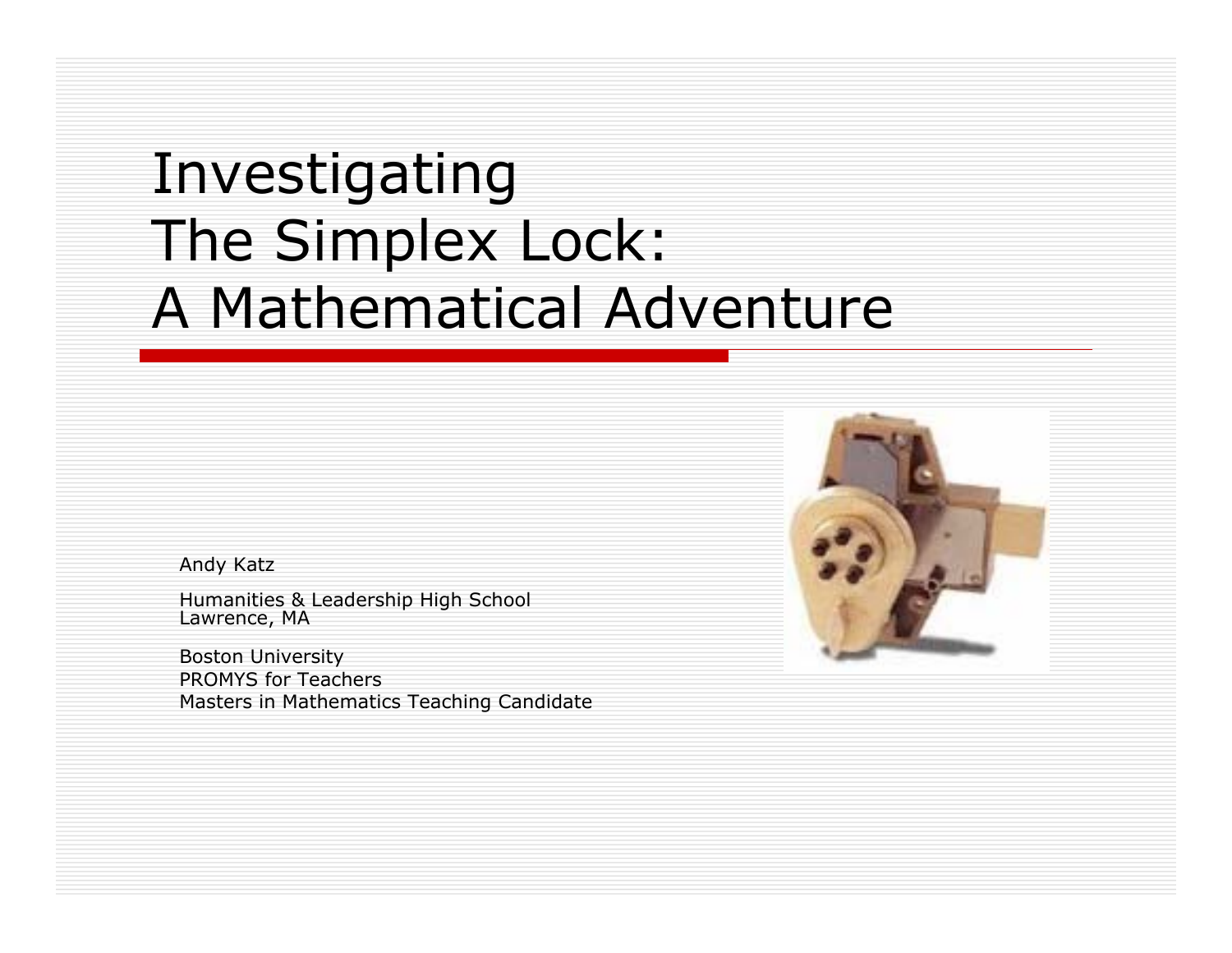# Investigating The Simplex Lock: A Mathematical Adventure

Andy Katz

Humanities & Leadership High School
Lawrence, MA

Boston University
PROMYS for Teachers
Masters in Mathematics Teaching Candidate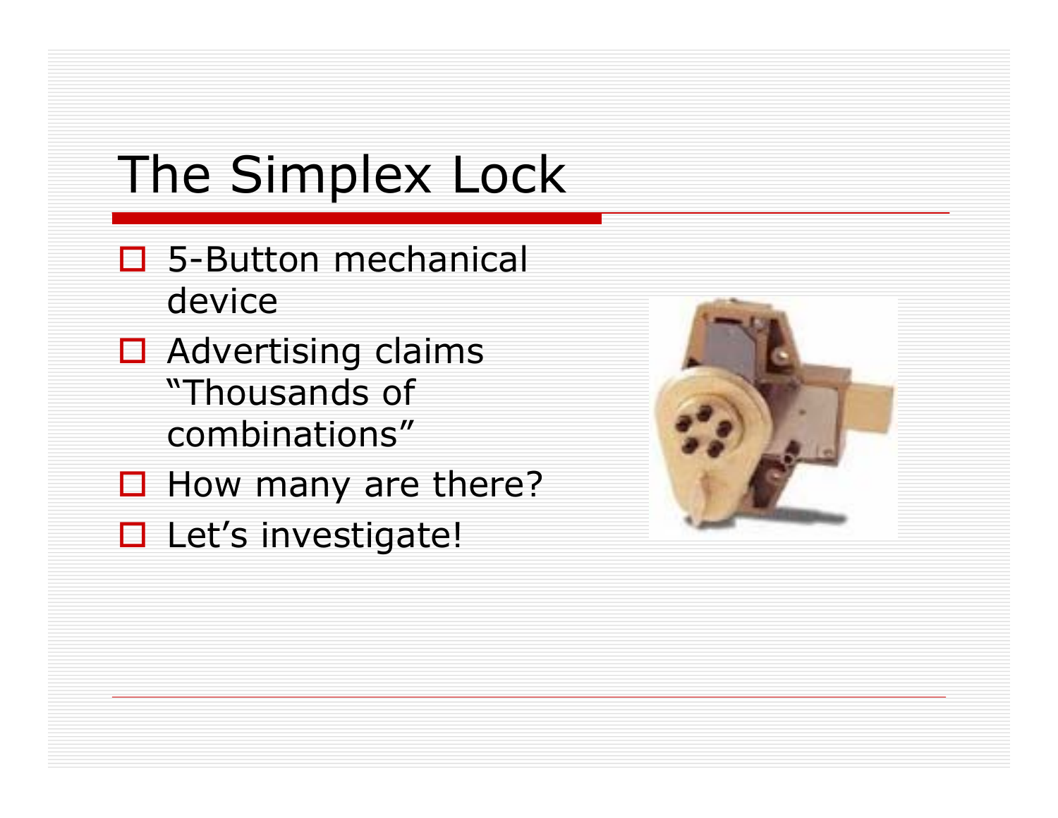# The Simplex Lock

- 5-Button mechanical device
- Advertising claims "Thousands of combinations"
- How many are there?
- Let's investigate!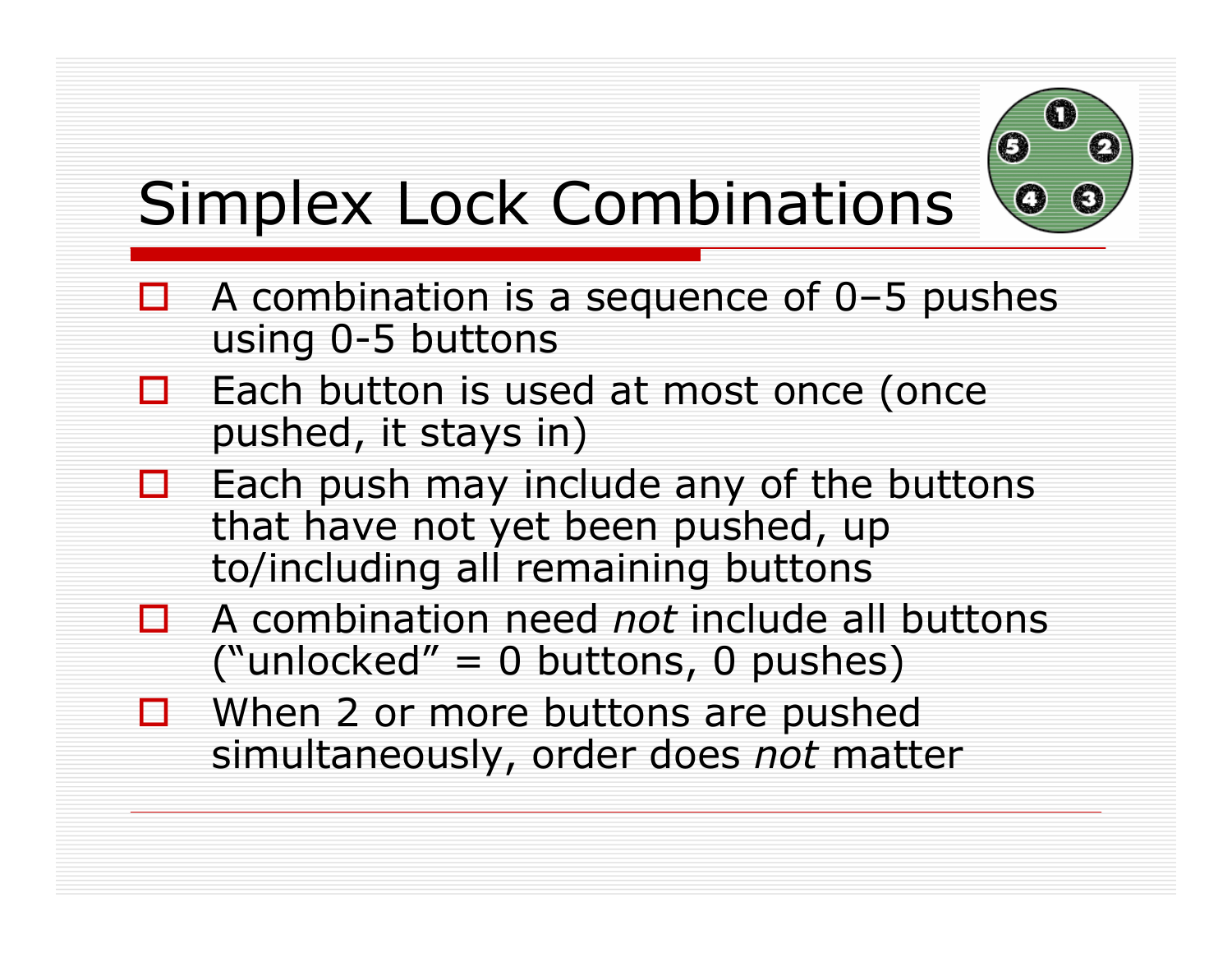# Simplex Lock Combinations

- A combination is a sequence of 0–5 pushes using 0-5 buttons
- Each button is used at most once (once pushed, it stays in)
- Each push may include any of the buttons that have not yet been pushed, up to/including all remaining buttons
- A combination need *not* include all buttons ("unlocked" = 0 buttons, 0 pushes)
- When 2 or more buttons are pushed simultaneously, order does *not* matter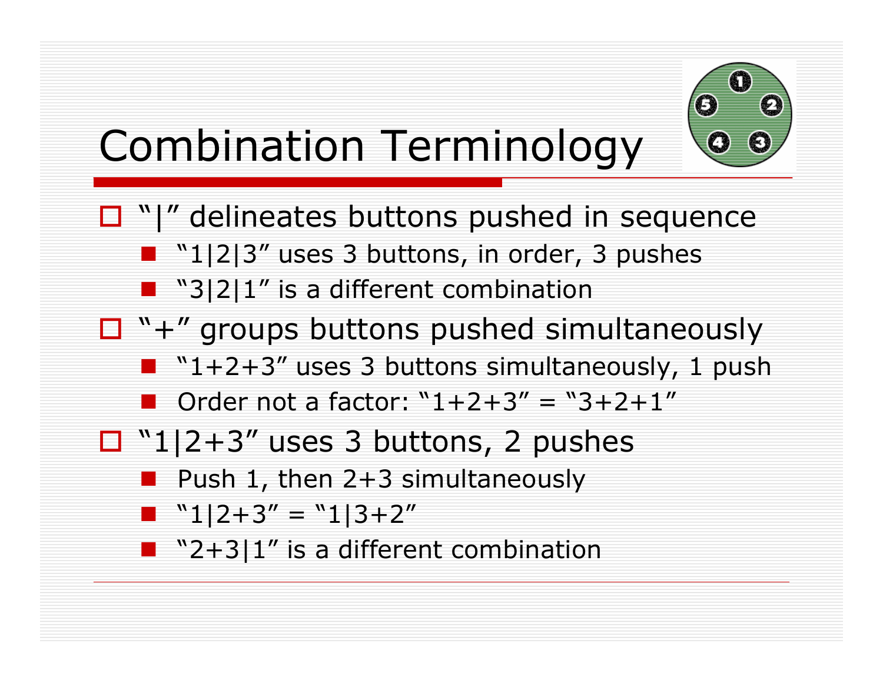# Combination Terminology

- "|" delineates buttons pushed in sequence
  - "1|2|3" uses 3 buttons, in order, 3 pushes
  - "3|2|1" is a different combination
- "+" groups buttons pushed simultaneously
  - "1+2+3" uses 3 buttons simultaneously, 1 push
  - Order not a factor: "1+2+3" = "3+2+1"
- "1|2+3" uses 3 buttons, 2 pushes
  - Push 1, then 2+3 simultaneously
  - "1|2+3" = "1|3+2"
  - "2+3|1" is a different combination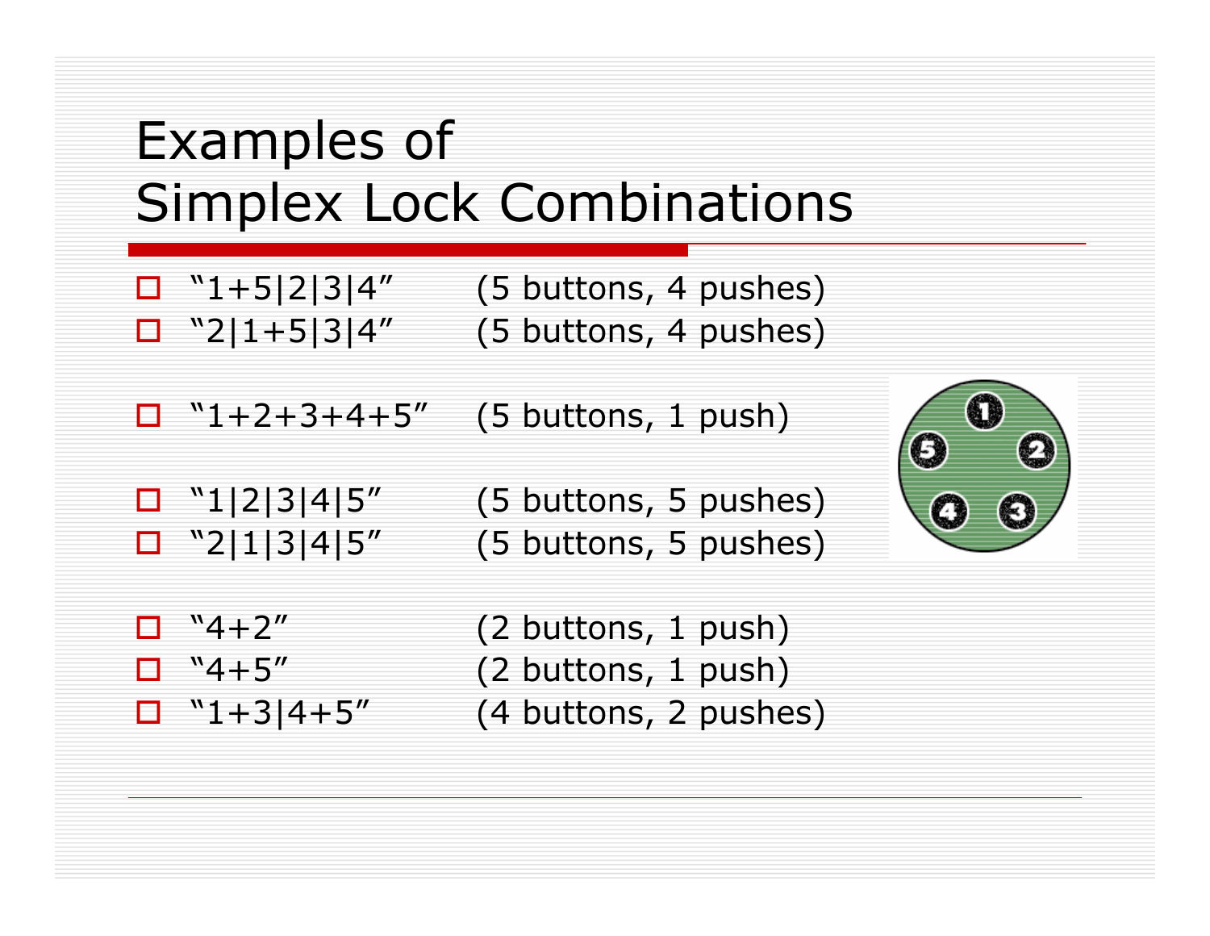# Examples of Simplex Lock Combinations

- "1+5|2|3|4" (5 buttons, 4 pushes)
- "2|1+5|3|4" (5 buttons, 4 pushes)

- "1+2+3+4+5" (5 buttons, 1 push)

- "1|2|3|4|5" (5 buttons, 5 pushes)
- "2|1|3|4|5" (5 buttons, 5 pushes)

- "4+2" (2 buttons, 1 push)
- "4+5" (2 buttons, 1 push)
- "1+3|4+5" (4 buttons, 2 pushes)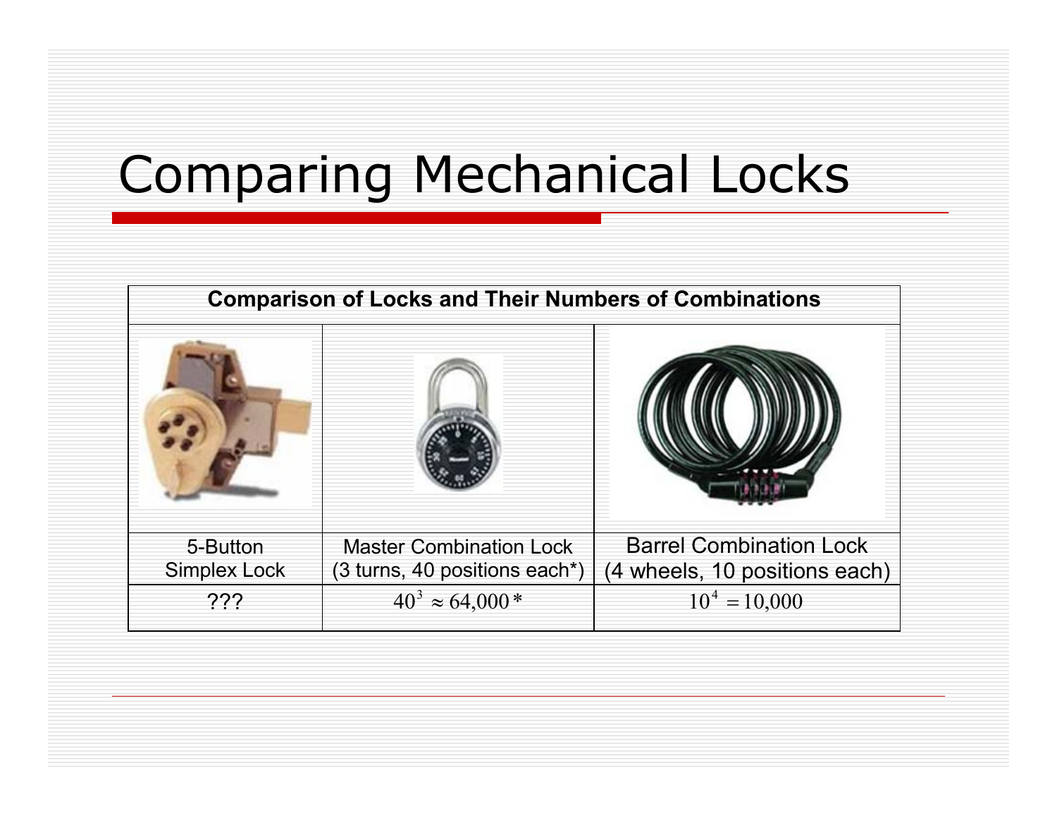# Comparing Mechanical Locks

| Comparison of Locks and Their Numbers of Combinations | | |
|---|---|---|
| | | |
| 5-Button Simplex Lock | Master Combination Lock (3 turns, 40 positions each*) | Barrel Combination Lock (4 wheels, 10 positions each) |
| ??? | $40^3 \approx 64{,}000$ * | $10^4 = 10{,}000$ |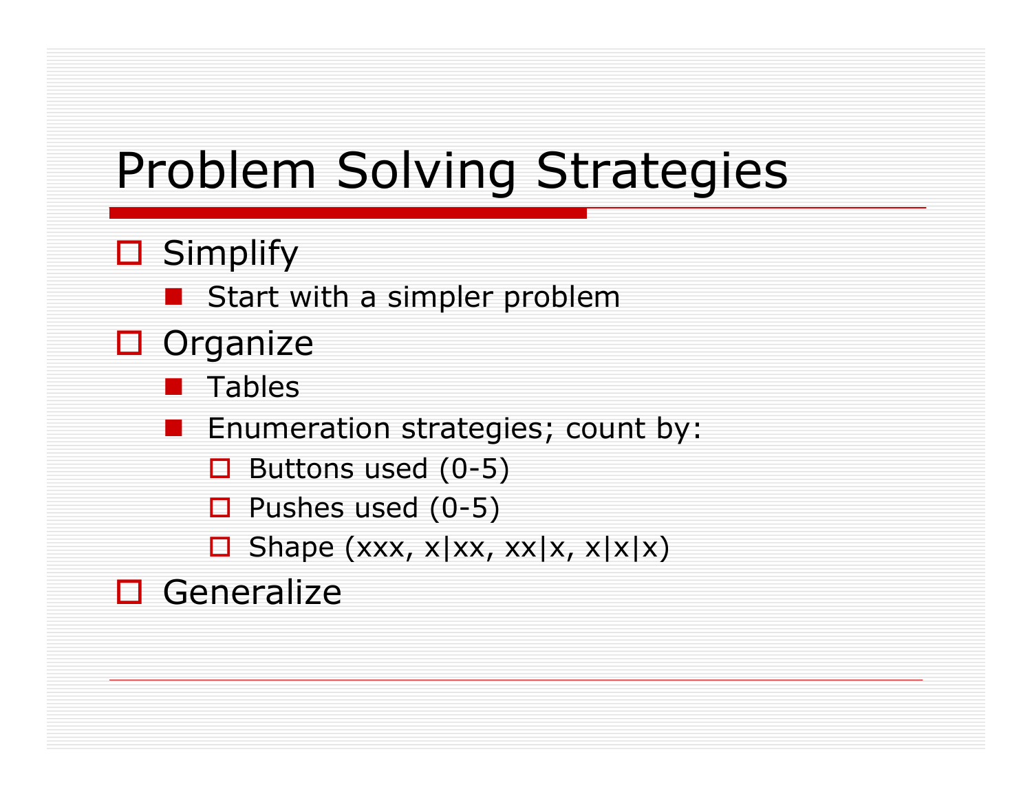# Problem Solving Strategies

- Simplify
  - Start with a simpler problem
- Organize
  - Tables
  - Enumeration strategies; count by:
    - Buttons used (0-5)
    - Pushes used (0-5)
    - Shape (xxx, x|xx, xx|x, x|x|x)
- Generalize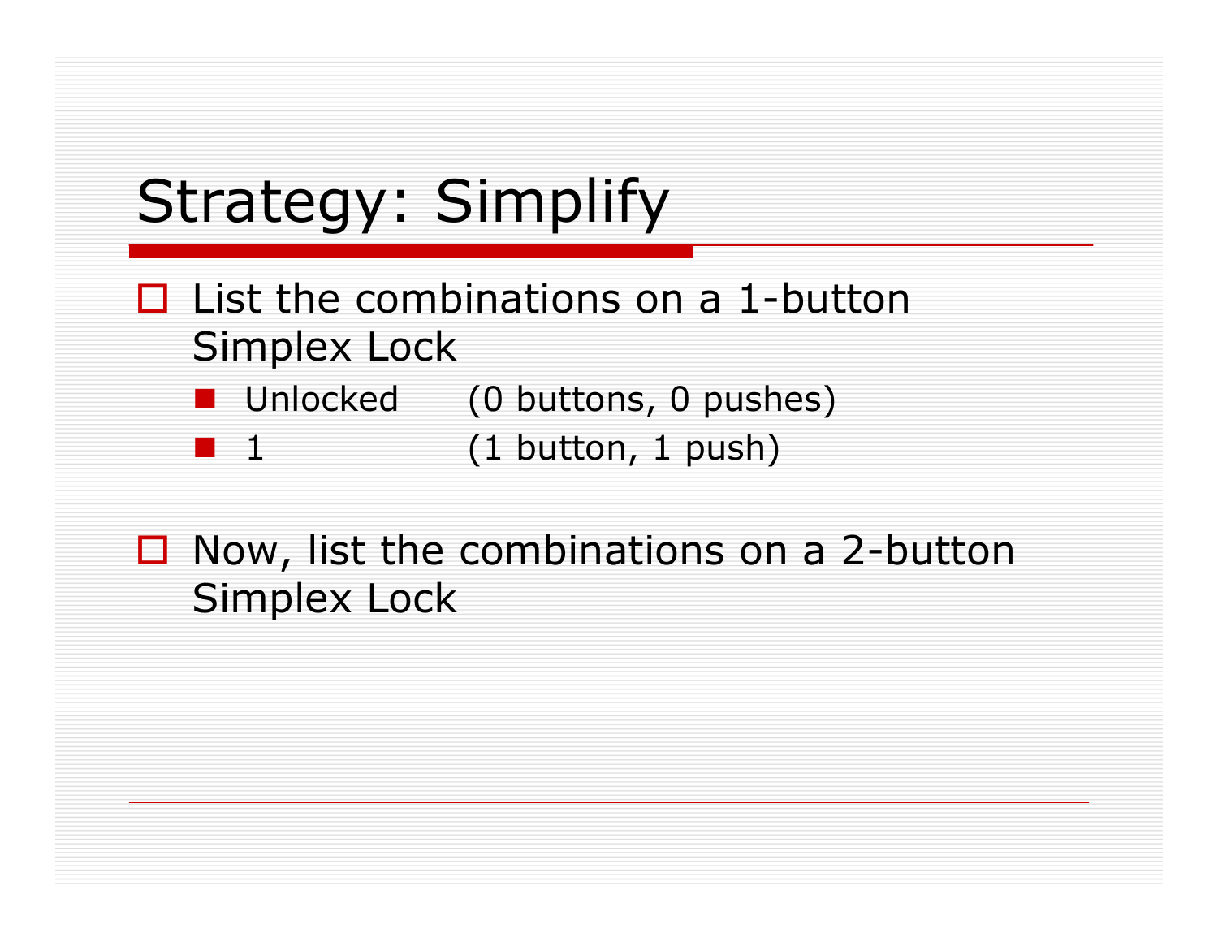# Strategy: Simplify

- List the combinations on a 1-button Simplex Lock
  - Unlocked (0 buttons, 0 pushes)
  - 1 (1 button, 1 push)
- Now, list the combinations on a 2-button Simplex Lock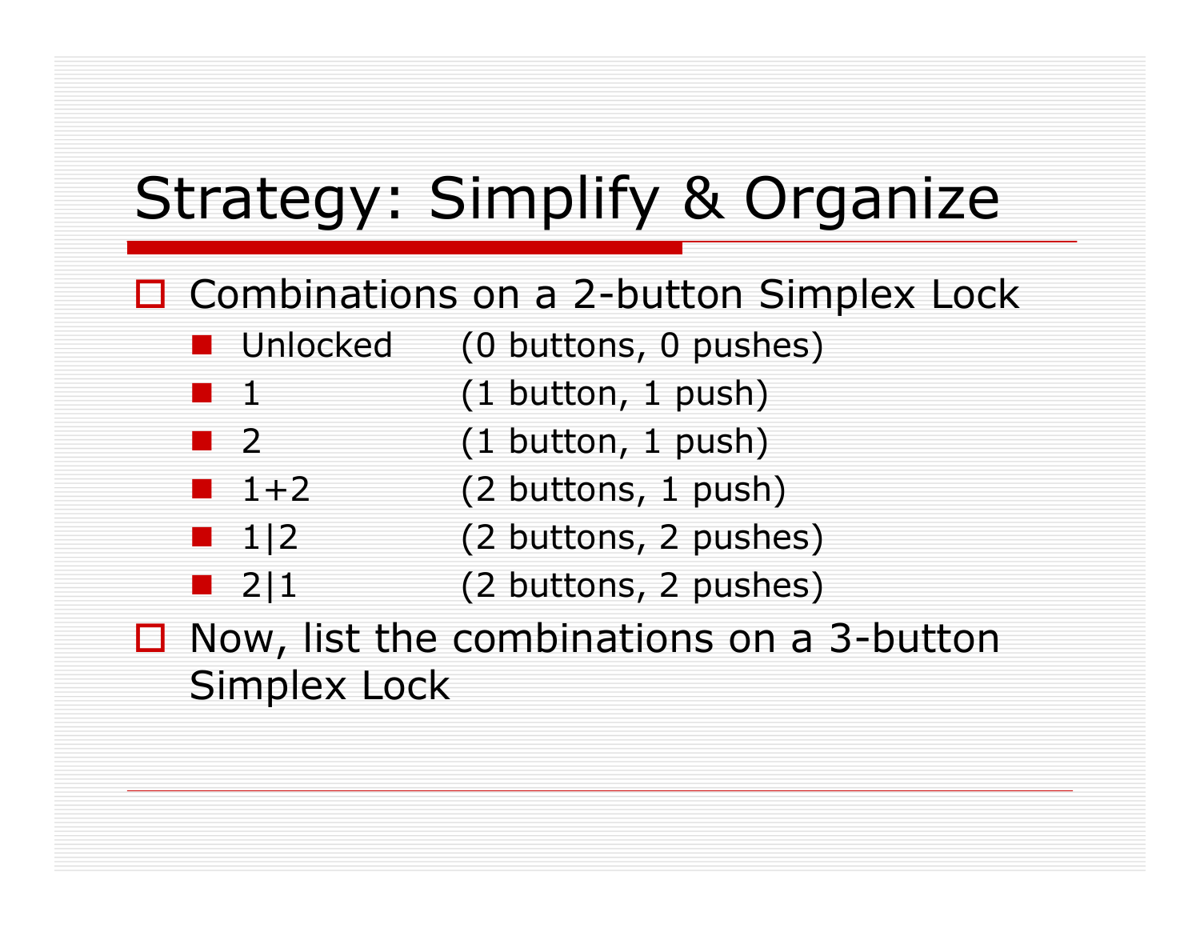# Strategy: Simplify & Organize

- Combinations on a 2-button Simplex Lock
  - Unlocked (0 buttons, 0 pushes)
  - 1 (1 button, 1 push)
  - 2 (1 button, 1 push)
  - 1+2 (2 buttons, 1 push)
  - 1|2 (2 buttons, 2 pushes)
  - 2|1 (2 buttons, 2 pushes)
- Now, list the combinations on a 3-button Simplex Lock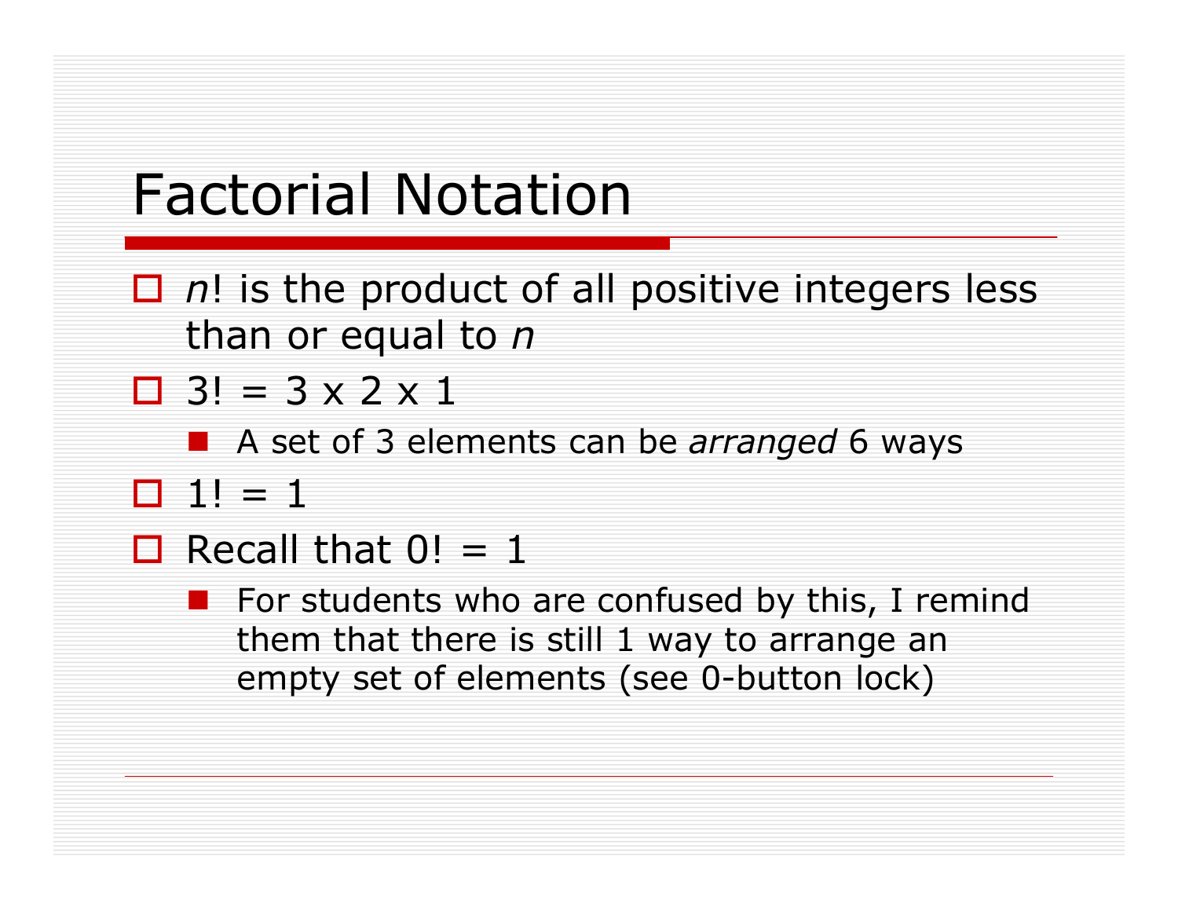# Factorial Notation

- $n!$ is the product of all positive integers less than or equal to $n$
- $3! = 3 \times 2 \times 1$
  - A set of 3 elements can be *arranged* 6 ways
- $1! = 1$
- Recall that $0! = 1$
  - For students who are confused by this, I remind them that there is still 1 way to arrange an empty set of elements (see 0-button lock)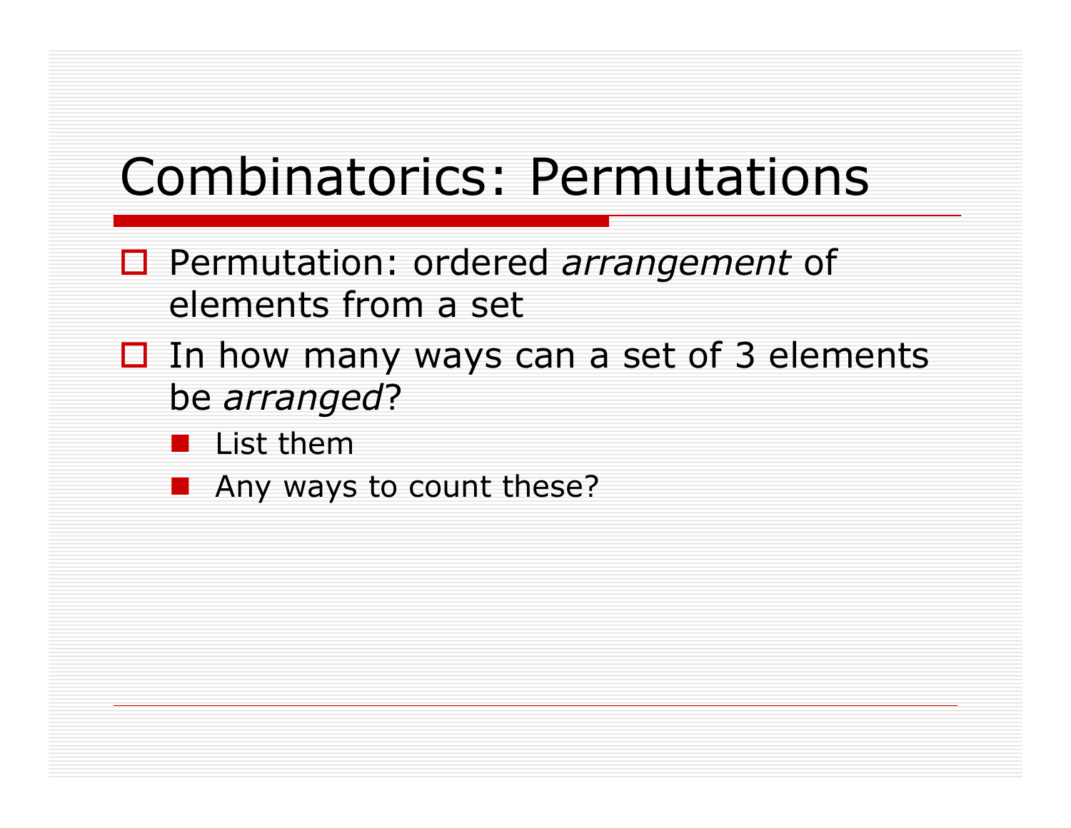# Combinatorics: Permutations

- Permutation: ordered *arrangement* of elements from a set
- In how many ways can a set of 3 elements be *arranged*?
  - List them
  - Any ways to count these?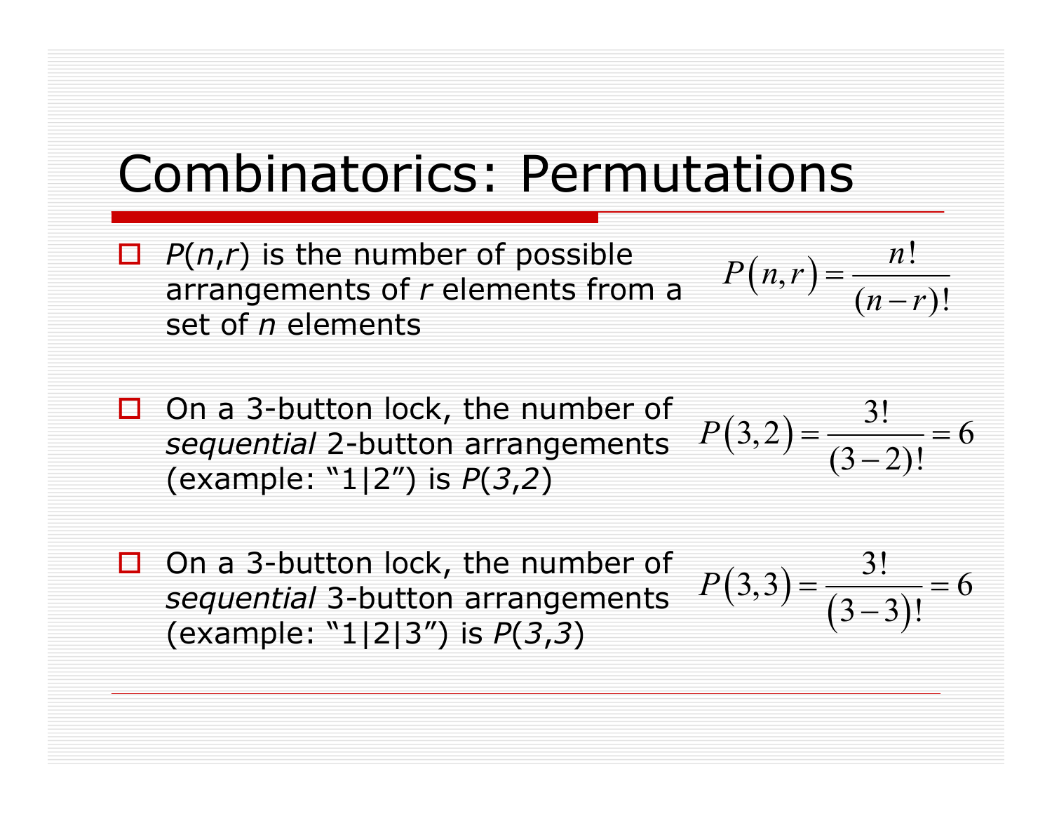# Combinatorics: Permutations

- $P(n,r)$ is the number of possible arrangements of $r$ elements from a set of $n$ elements

$$P(n,r) = \frac{n!}{(n-r)!}$$

- On a 3-button lock, the number of *sequential* 2-button arrangements (example: "1|2") is $P(3,2)$

$$P(3,2) = \frac{3!}{(3-2)!} = 6$$

- On a 3-button lock, the number of *sequential* 3-button arrangements (example: "1|2|3") is $P(3,3)$

$$P(3,3) = \frac{3!}{(3-3)!} = 6$$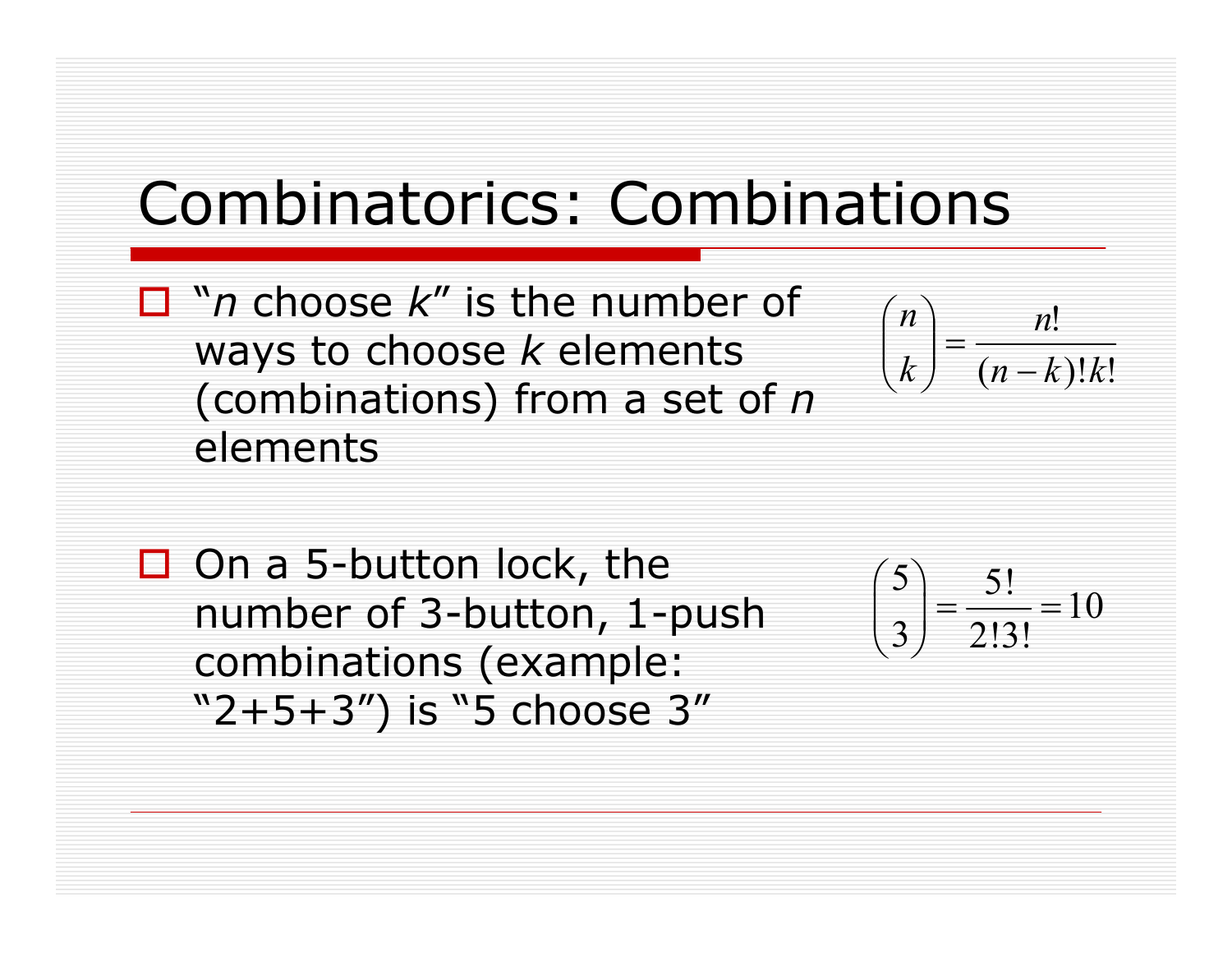# Combinatorics: Combinations

- "*n* choose *k*" is the number of ways to choose *k* elements (combinations) from a set of *n* elements

$$\binom{n}{k} = \frac{n!}{(n-k)!k!}$$

- On a 5-button lock, the number of 3-button, 1-push combinations (example: "2+5+3") is "5 choose 3"

$$\binom{5}{3} = \frac{5!}{2!3!} = 10$$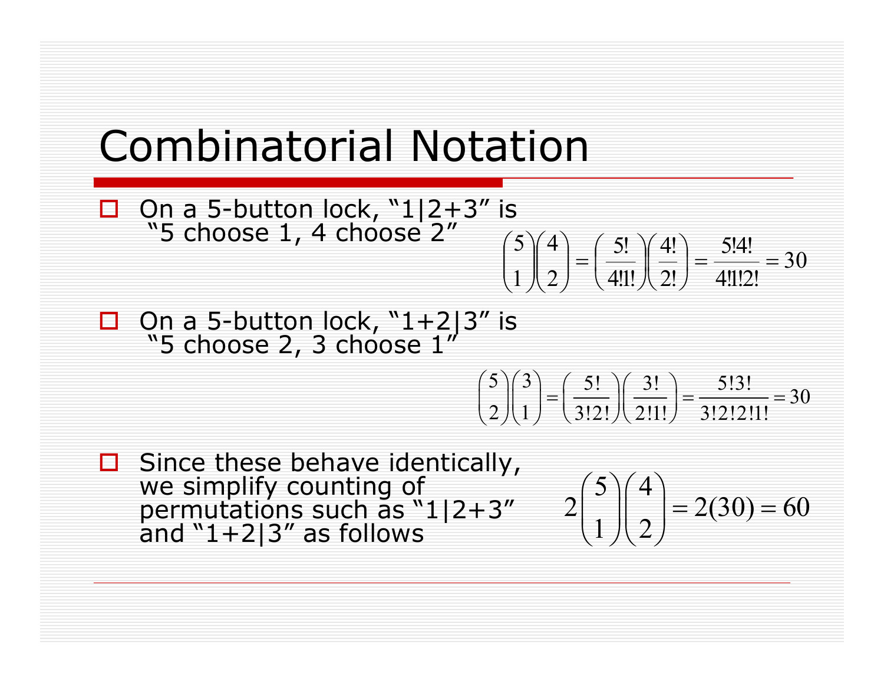# Combinatorial Notation

- On a 5-button lock, "1|2+3" is "5 choose 1, 4 choose 2"

$$\binom{5}{1}\binom{4}{2} = \left(\frac{5!}{4!1!}\right)\left(\frac{4!}{2!}\right) = \frac{5!4!}{4!1!2!} = 30$$

- On a 5-button lock, "1+2|3" is "5 choose 2, 3 choose 1"

$$\binom{5}{2}\binom{3}{1} = \left(\frac{5!}{3!2!}\right)\left(\frac{3!}{2!1!}\right) = \frac{5!3!}{3!2!2!1!} = 30$$

- Since these behave identically, we simplify counting of permutations such as "1|2+3" and "1+2|3" as follows

$$2\binom{5}{1}\binom{4}{2} = 2(30) = 60$$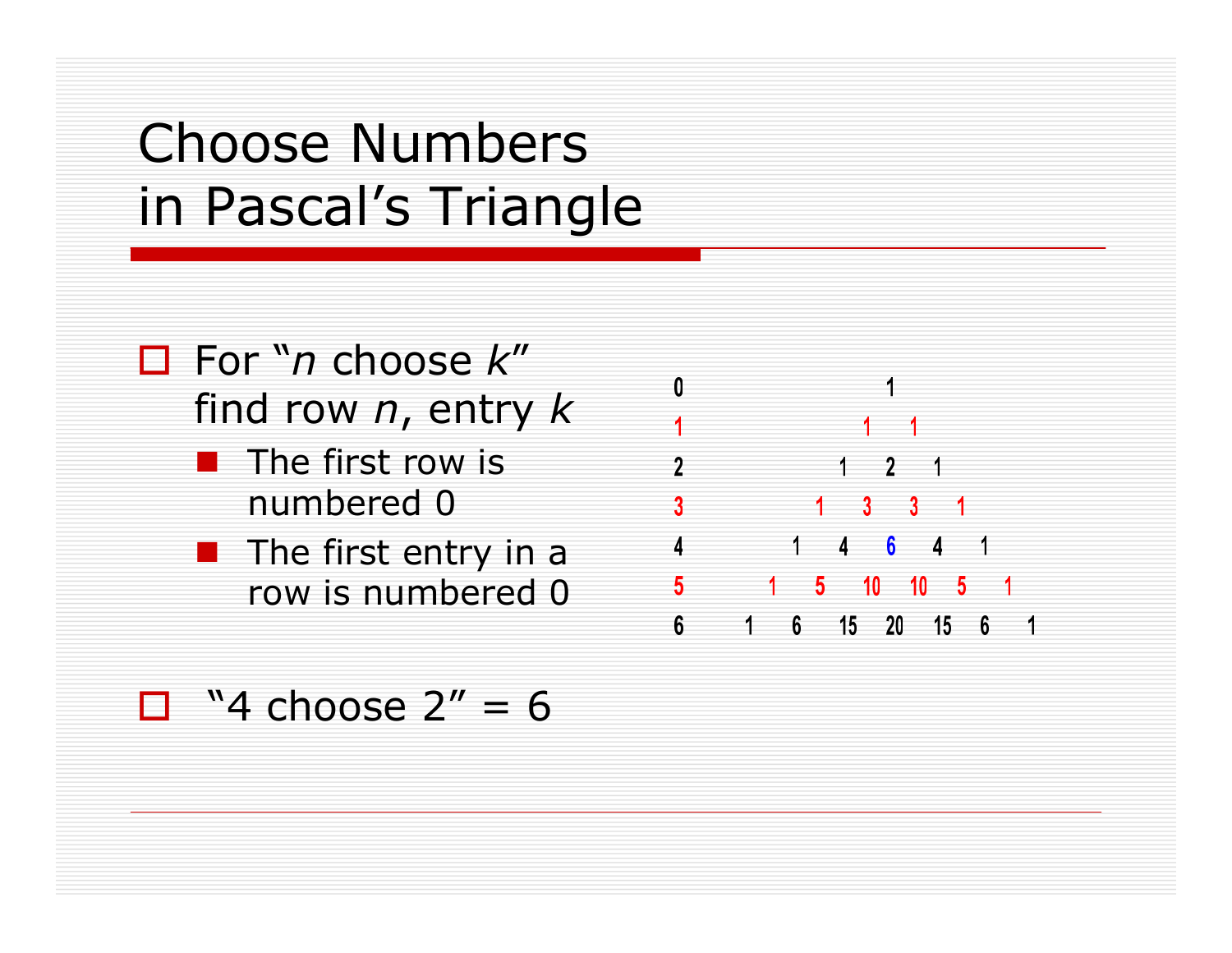# Choose Numbers in Pascal's Triangle

- For "*n* choose *k*" find row *n*, entry *k*
  - The first row is numbered 0
  - The first entry in a row is numbered 0

| Row | | | | | | | | | | | | | |
|---|---|---|---|---|---|---|---|---|---|---|---|---|---|
| 0 | | | | | | | 1 | | | | | | |
| 1 | | | | | | 1 | | 1 | | | | | |
| 2 | | | | | 1 | | 2 | | 1 | | | | |
| 3 | | | | 1 | | 3 | | 3 | | 1 | | | |
| 4 | | | 1 | | 4 | | 6 | | 4 | | 1 | | |
| 5 | | 1 | | 5 | | 10 | | 10 | | 5 | | 1 | |
| 6 | 1 | | 6 | | 15 | | 20 | | 15 | | 6 | | 1 |

- "4 choose 2" = 6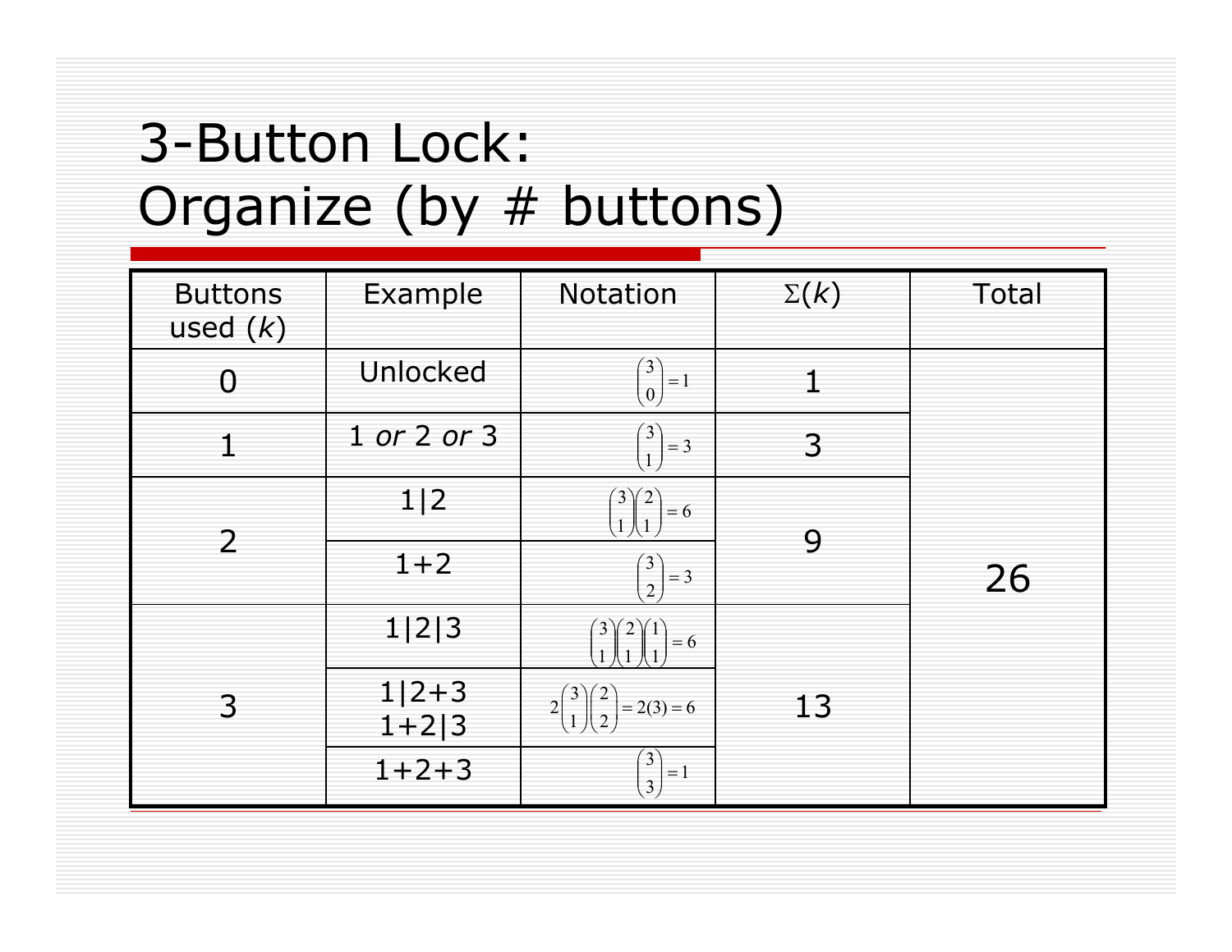# 3-Button Lock: Organize (by # buttons)

| Buttons used ($k$) | Example | Notation | $\Sigma(k)$ | Total |
|---|---|---|---|---|
| 0 | Unlocked | $\binom{3}{0}=1$ | 1 | 26 |
| 1 | 1 *or* 2 *or* 3 | $\binom{3}{1}=3$ | 3 | |
| 2 | 1\|2 | $\binom{3}{1}\binom{2}{1}=6$ | 9 | |
| | 1+2 | $\binom{3}{2}=3$ | | |
| 3 | 1\|2\|3 | $\binom{3}{1}\binom{2}{1}\binom{1}{1}=6$ | 13 | |
| | 1\|2+3<br>1+2\|3 | $2\binom{3}{1}\binom{2}{2}=2(3)=6$ | | |
| | 1+2+3 | $\binom{3}{3}=1$ | | |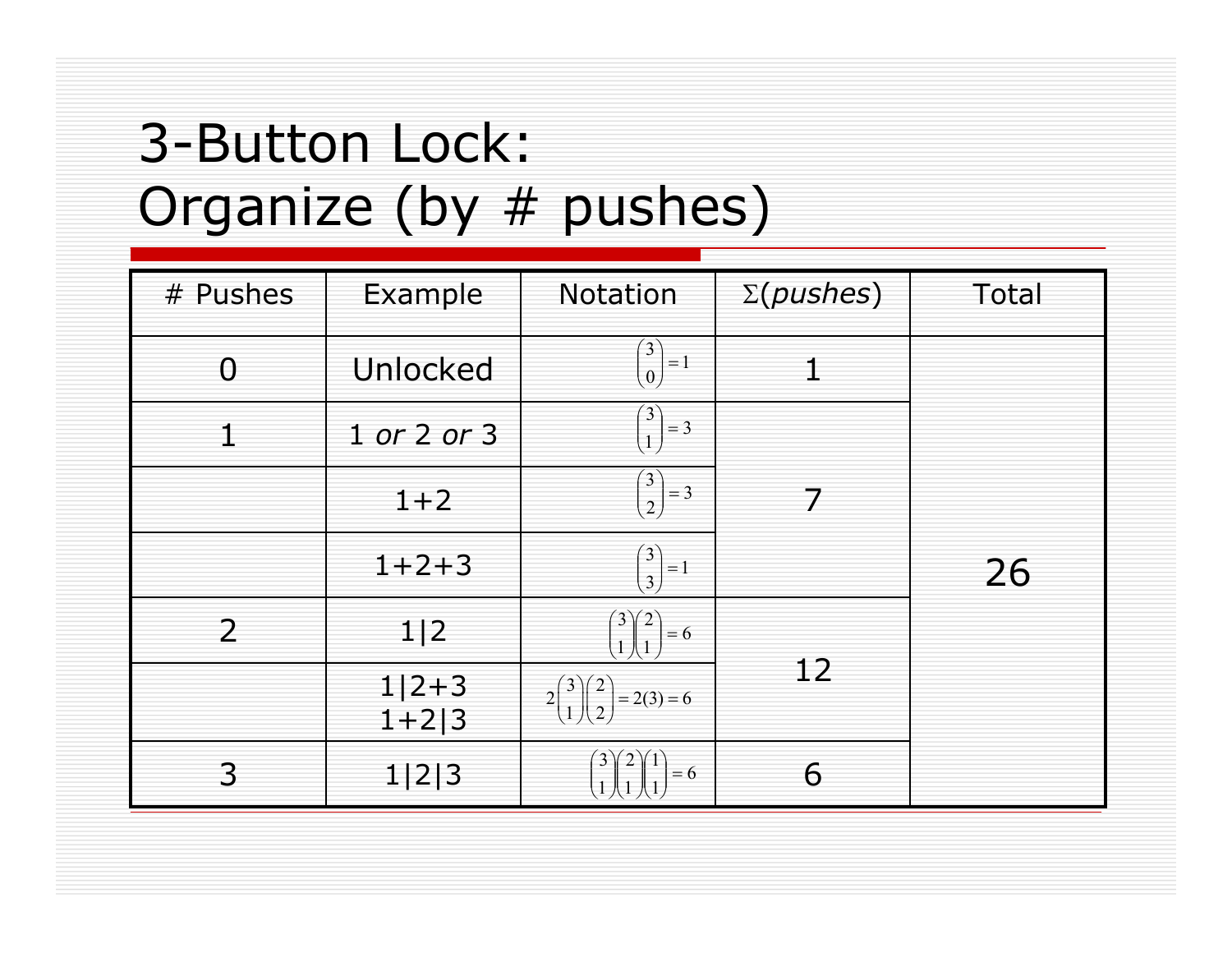# 3-Button Lock: Organize (by # pushes)

| # Pushes | Example | Notation | Σ(*pushes*) | Total |
|---|---|---|---|---|
| 0 | Unlocked | $\binom{3}{0}=1$ | 1 | 26 |
| 1 | 1 *or* 2 *or* 3 | $\binom{3}{1}=3$ | 7 | |
| | 1+2 | $\binom{3}{2}=3$ | | |
| | 1+2+3 | $\binom{3}{3}=1$ | | |
| 2 | 1\|2 | $\binom{3}{1}\binom{2}{1}=6$ | 12 | |
| | 1\|2+3<br>1+2\|3 | $2\binom{3}{1}\binom{2}{2}=2(3)=6$ | | |
| 3 | 1\|2\|3 | $\binom{3}{1}\binom{2}{1}\binom{1}{1}=6$ | 6 | |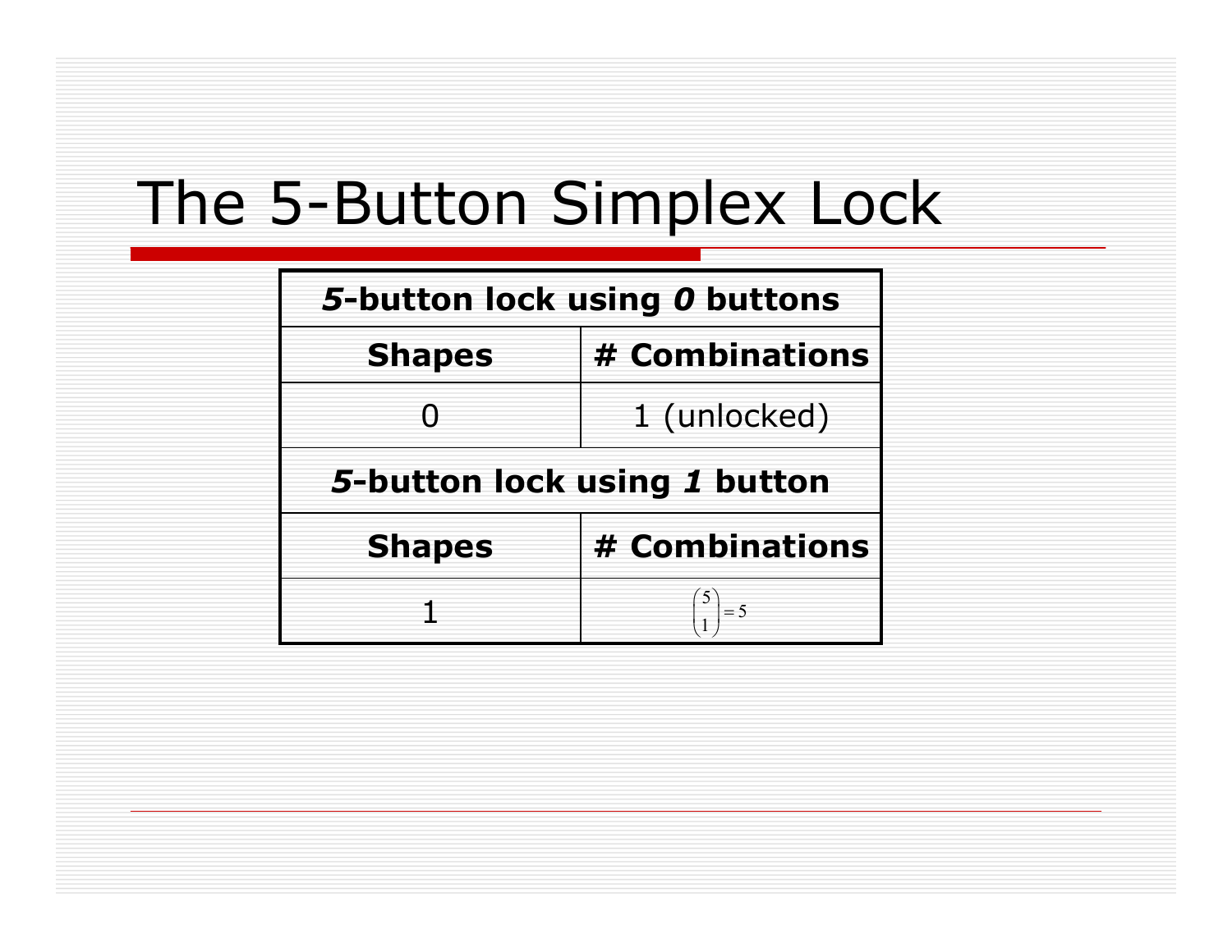# The 5-Button Simplex Lock

| ***5*-button lock using *0* buttons** | |
|---|---|
| **Shapes** | **# Combinations** |
| 0 | 1 (unlocked) |
| ***5*-button lock using *1* button** | |
| **Shapes** | **# Combinations** |
| 1 | $\binom{5}{1} = 5$ |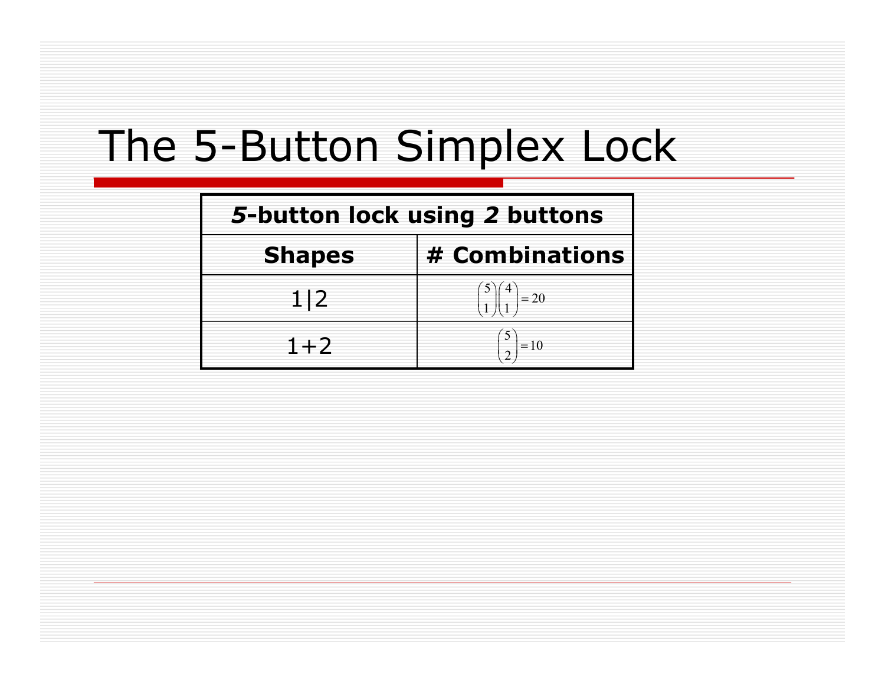# The 5-Button Simplex Lock

| ***5*-button lock using *2* buttons** | |
|---|---|
| **Shapes** | **# Combinations** |
| 1\|2 | $\binom{5}{1}\binom{4}{1}=20$ |
| 1+2 | $\binom{5}{2}=10$ |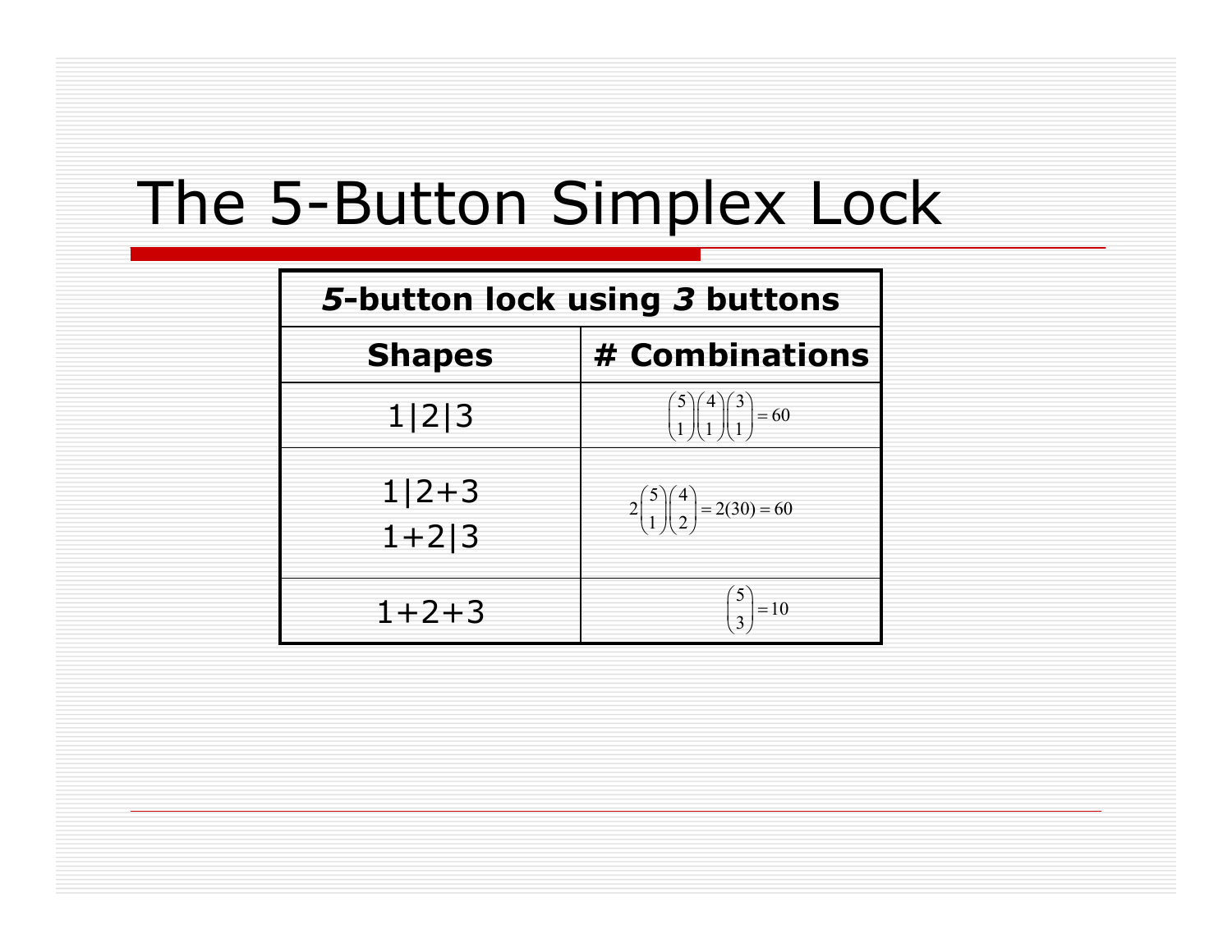# The 5-Button Simplex Lock

| ***5*-button lock using *3* buttons** | |
|---|---|
| **Shapes** | **# Combinations** |
| 1\|2\|3 | $\binom{5}{1}\binom{4}{1}\binom{3}{1}=60$ |
| 1\|2+3<br>1+2\|3 | $2\binom{5}{1}\binom{4}{2}=2(30)=60$ |
| 1+2+3 | $\binom{5}{3}=10$ |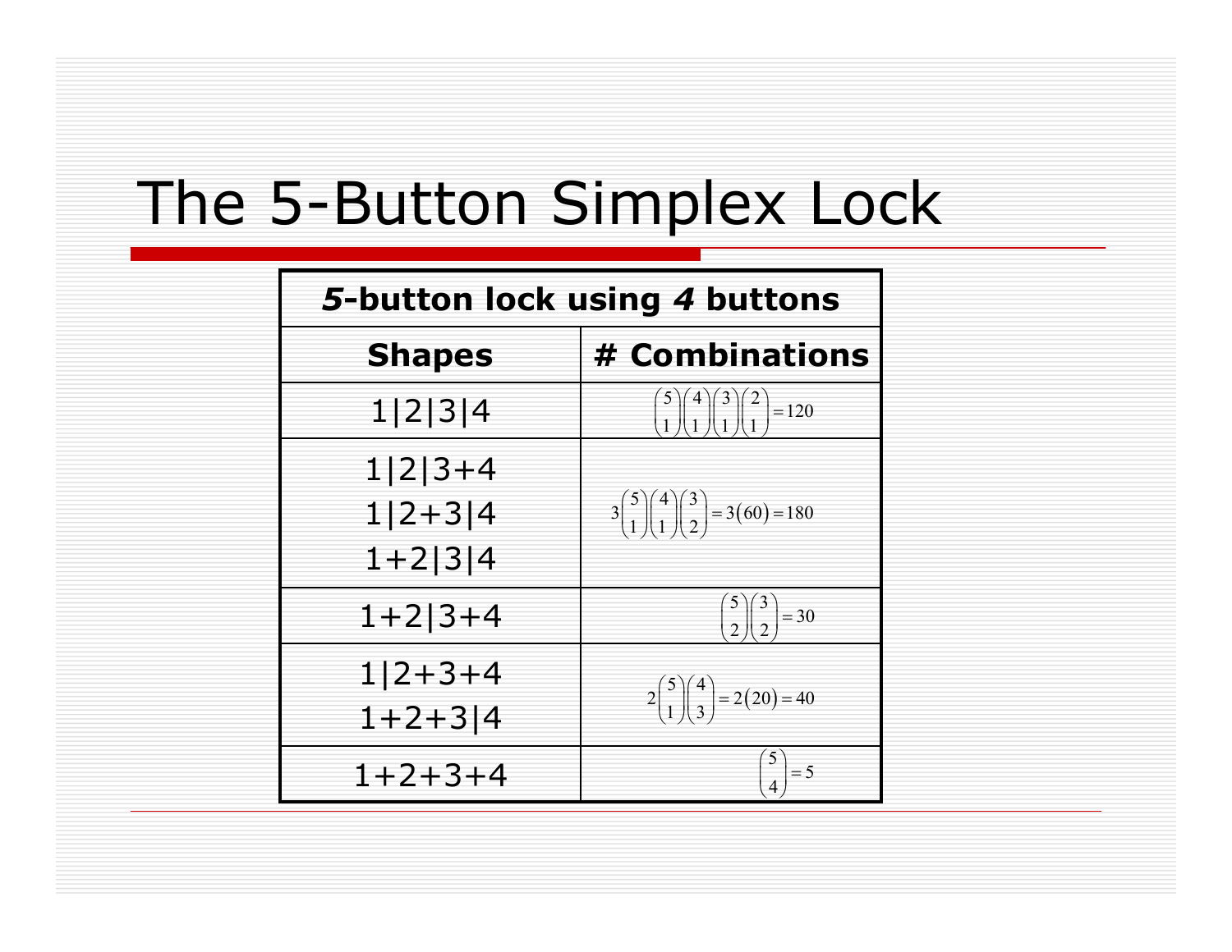# The 5-Button Simplex Lock

| *5*-button lock using *4* buttons | |
|---|---|
| **Shapes** | **# Combinations** |
| 1\|2\|3\|4 | $\binom{5}{1}\binom{4}{1}\binom{3}{1}\binom{2}{1}=120$ |
| 1\|2\|3+4<br>1\|2+3\|4<br>1+2\|3\|4 | $3\binom{5}{1}\binom{4}{1}\binom{3}{2}=3(60)=180$ |
| 1+2\|3+4 | $\binom{5}{2}\binom{3}{2}=30$ |
| 1\|2+3+4<br>1+2+3\|4 | $2\binom{5}{1}\binom{4}{3}=2(20)=40$ |
| 1+2+3+4 | $\binom{5}{4}=5$ |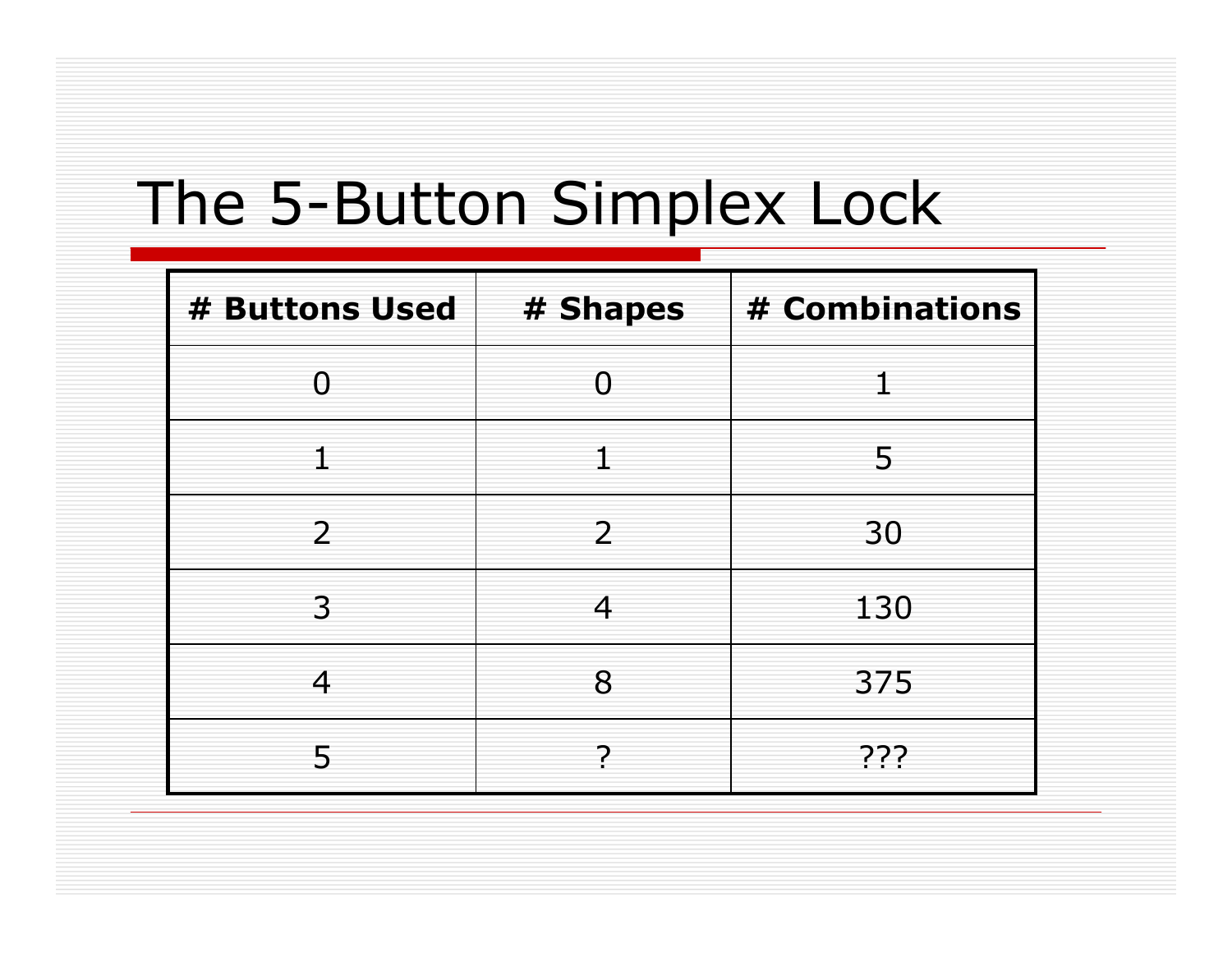# The 5-Button Simplex Lock

| # Buttons Used | # Shapes | # Combinations |
|---|---|---|
| 0 | 0 | 1 |
| 1 | 1 | 5 |
| 2 | 2 | 30 |
| 3 | 4 | 130 |
| 4 | 8 | 375 |
| 5 | ? | ??? |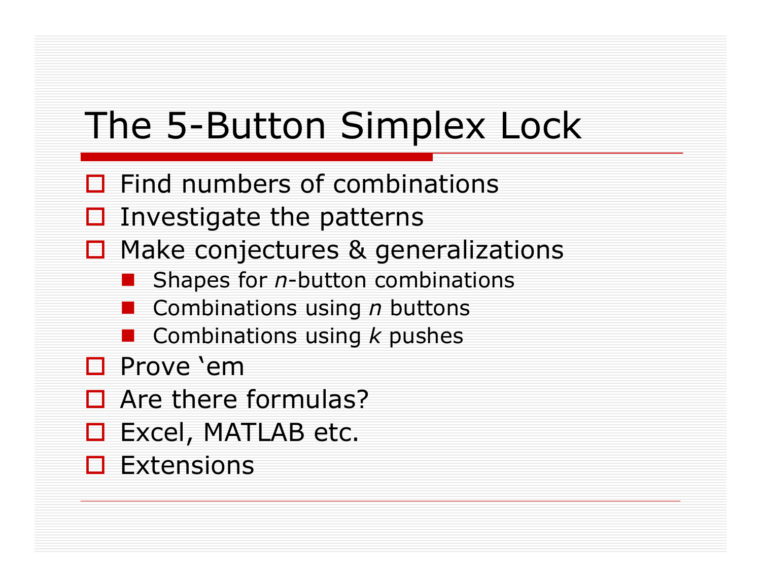# The 5-Button Simplex Lock

- Find numbers of combinations
- Investigate the patterns
- Make conjectures & generalizations
  - Shapes for *n*-button combinations
  - Combinations using *n* buttons
  - Combinations using *k* pushes
- Prove 'em
- Are there formulas?
- Excel, MATLAB etc.
- Extensions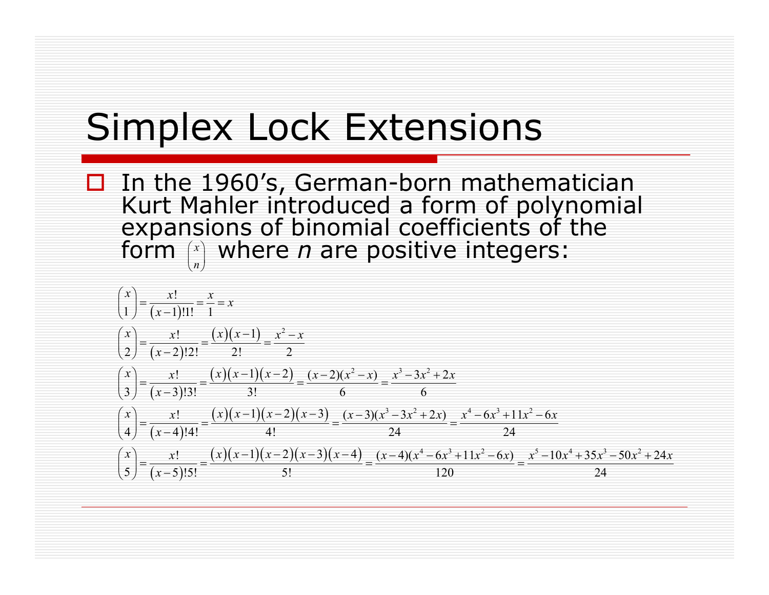# Simplex Lock Extensions

- In the 1960's, German-born mathematician Kurt Mahler introduced a form of polynomial expansions of binomial coefficients of the form $\binom{x}{n}$ where *n* are positive integers:

$$\binom{x}{1} = \frac{x!}{(x-1)!1!} = \frac{x}{1} = x$$

$$\binom{x}{2} = \frac{x!}{(x-2)!2!} = \frac{(x)(x-1)}{2!} = \frac{x^2 - x}{2}$$

$$\binom{x}{3} = \frac{x!}{(x-3)!3!} = \frac{(x)(x-1)(x-2)}{3!} = \frac{(x-2)(x^2-x)}{6} = \frac{x^3 - 3x^2 + 2x}{6}$$

$$\binom{x}{4} = \frac{x!}{(x-4)!4!} = \frac{(x)(x-1)(x-2)(x-3)}{4!} = \frac{(x-3)(x^3 - 3x^2 + 2x)}{24} = \frac{x^4 - 6x^3 + 11x^2 - 6x}{24}$$

$$\binom{x}{5} = \frac{x!}{(x-5)!5!} = \frac{(x)(x-1)(x-2)(x-3)(x-4)}{5!} = \frac{(x-4)(x^4 - 6x^3 + 11x^2 - 6x)}{120} = \frac{x^5 - 10x^4 + 35x^3 - 50x^2 + 24x}{24}$$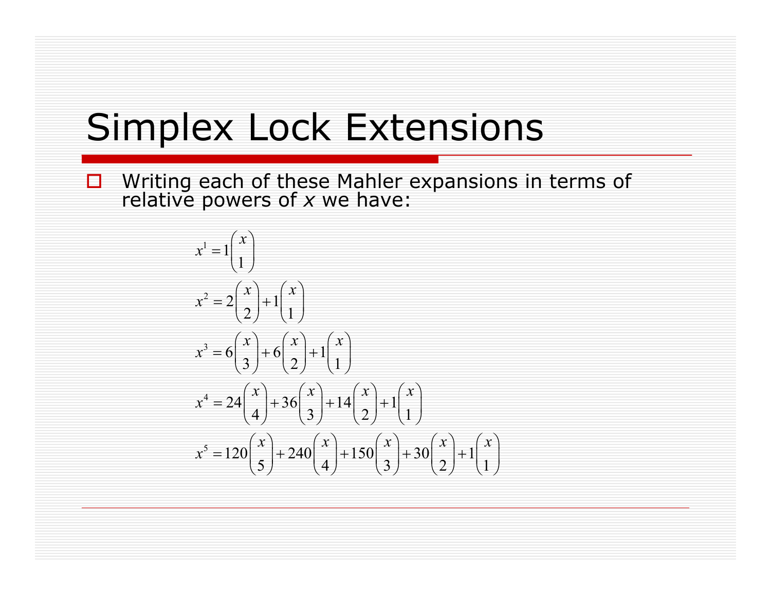# Simplex Lock Extensions

- Writing each of these Mahler expansions in terms of relative powers of *x* we have:

$$x^1 = 1\binom{x}{1}$$

$$x^2 = 2\binom{x}{2} + 1\binom{x}{1}$$

$$x^3 = 6\binom{x}{3} + 6\binom{x}{2} + 1\binom{x}{1}$$

$$x^4 = 24\binom{x}{4} + 36\binom{x}{3} + 14\binom{x}{2} + 1\binom{x}{1}$$

$$x^5 = 120\binom{x}{5} + 240\binom{x}{4} + 150\binom{x}{3} + 30\binom{x}{2} + 1\binom{x}{1}$$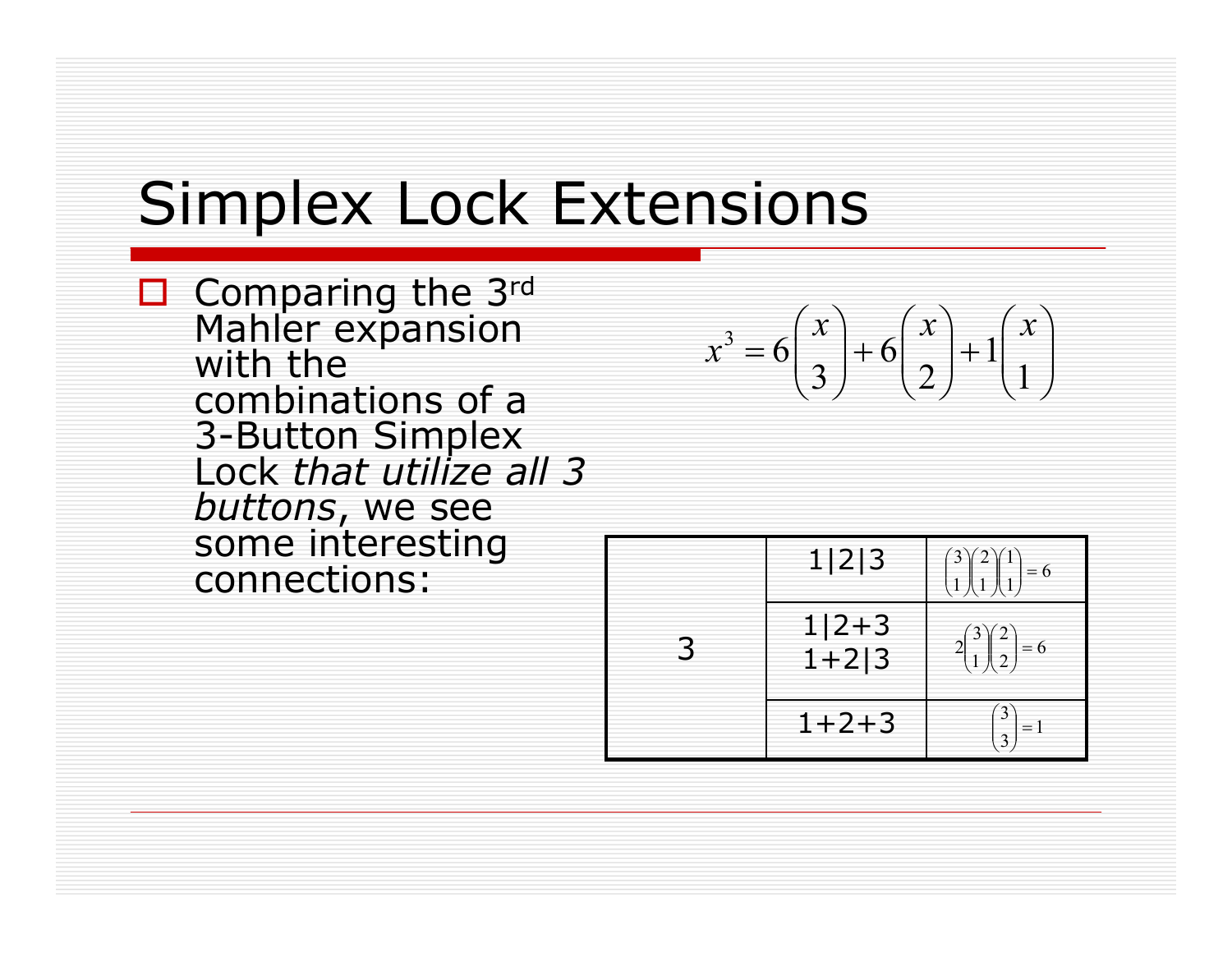# Simplex Lock Extensions

- Comparing the 3rd Mahler expansion with the combinations of a 3-Button Simplex Lock *that utilize all 3 buttons*, we see some interesting connections:

$$x^3 = 6\binom{x}{3} + 6\binom{x}{2} + 1\binom{x}{1}$$

| | | |
|---|---|---|
| 3 | 1\|2\|3 | $\binom{3}{1}\binom{2}{1}\binom{1}{1} = 6$ |
| | 1\|2+3<br>1+2\|3 | $2\binom{3}{1}\binom{2}{2} = 6$ |
| | 1+2+3 | $\binom{3}{3} = 1$ |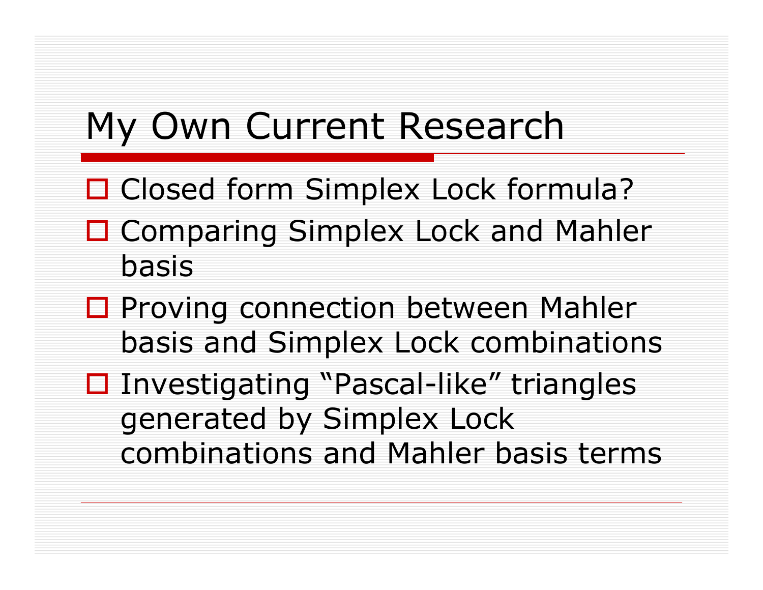# My Own Current Research

- Closed form Simplex Lock formula?
- Comparing Simplex Lock and Mahler basis
- Proving connection between Mahler basis and Simplex Lock combinations
- Investigating “Pascal-like” triangles generated by Simplex Lock combinations and Mahler basis terms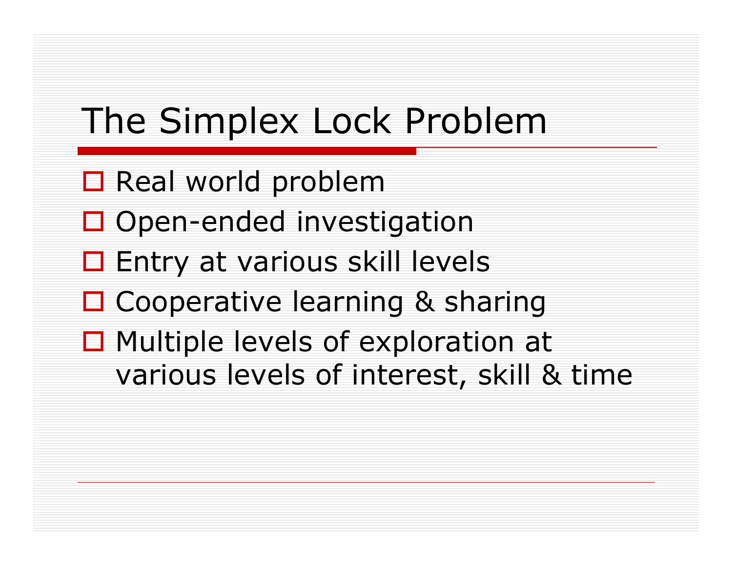# The Simplex Lock Problem

- Real world problem
- Open-ended investigation
- Entry at various skill levels
- Cooperative learning & sharing
- Multiple levels of exploration at various levels of interest, skill & time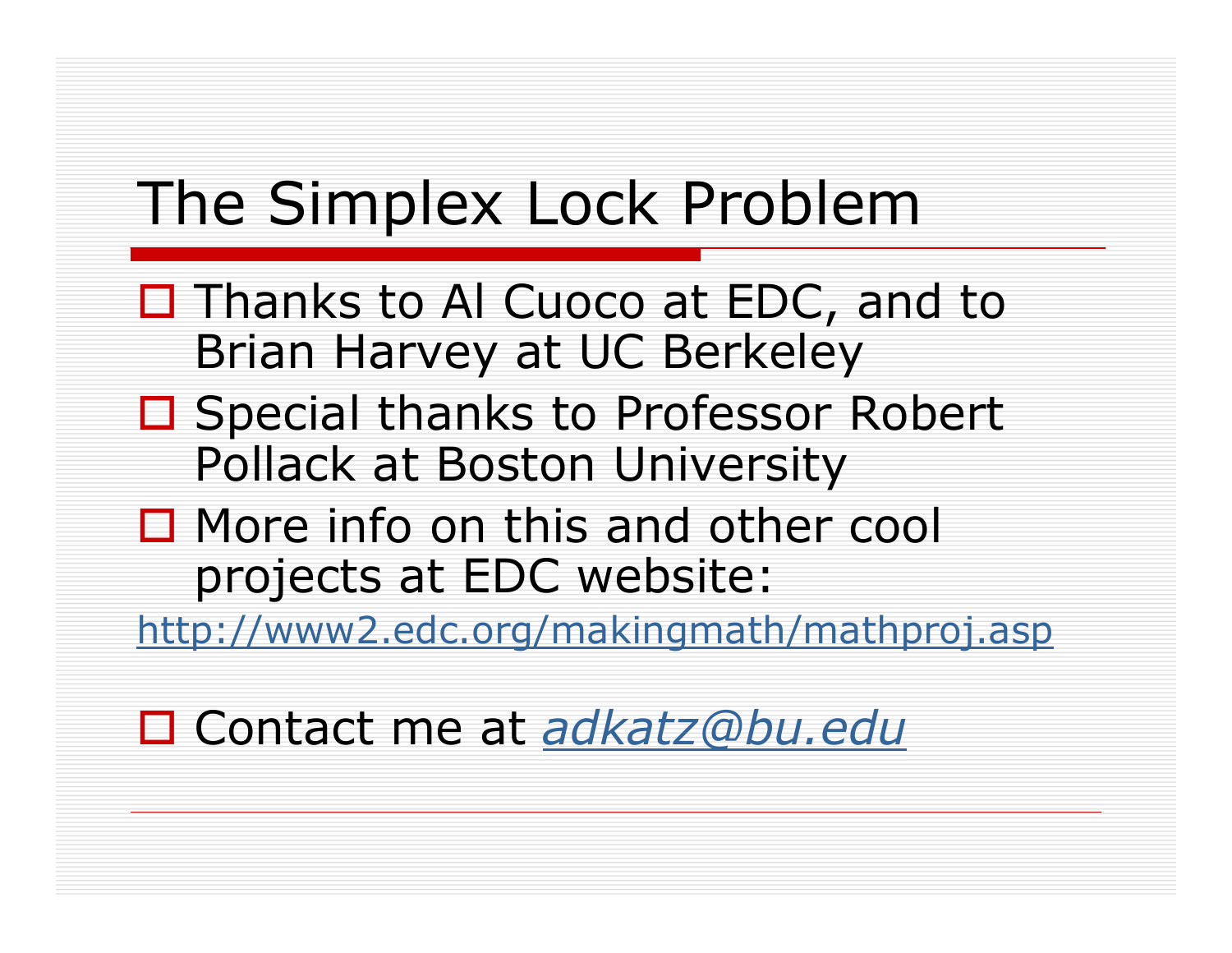# The Simplex Lock Problem

- Thanks to Al Cuoco at EDC, and to Brian Harvey at UC Berkeley
- Special thanks to Professor Robert Pollack at Boston University
- More info on this and other cool projects at EDC website:

http://www2.edc.org/makingmath/mathproj.asp

- Contact me at *adkatz@bu.edu*